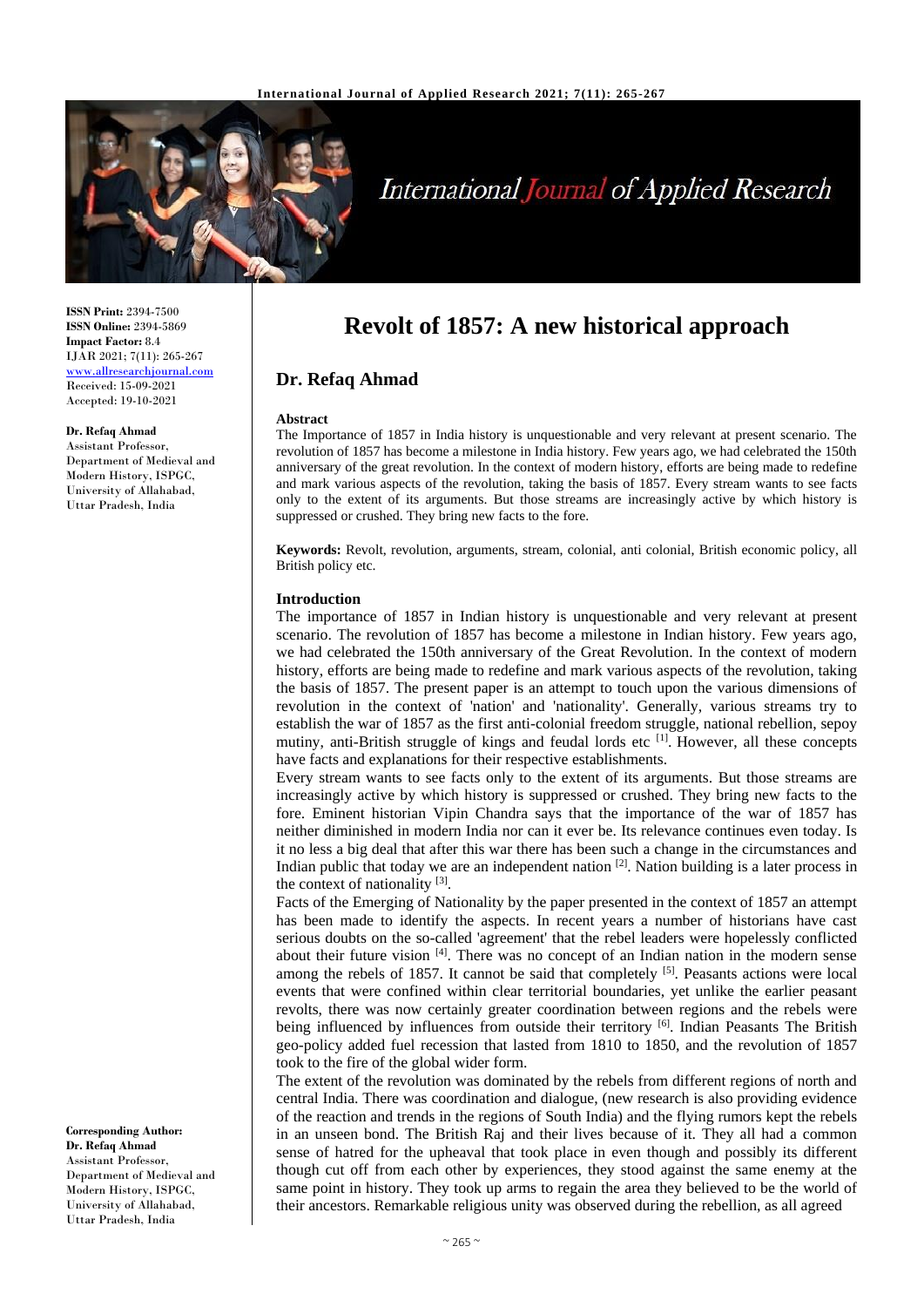# Revolt of 1857: A new historical approach

## Dr. Refaq Ahmad

**ISSN Print:** 2394-7500
**ISSN Online:** 2394-5869
**Impact Factor:** 8.4
IJAR 2021; 7(11): 265-267
www.allresearchjournal.com
Received: 15-09-2021
Accepted: 19-10-2021

**Dr. Refaq Ahmad**
Assistant Professor, Department of Medieval and Modern History, ISPGC, University of Allahabad, Uttar Pradesh, India

**Corresponding Author:**
**Dr. Refaq Ahmad**
Assistant Professor, Department of Medieval and Modern History, ISPGC, University of Allahabad, Uttar Pradesh, India

### Abstract

The Importance of 1857 in India history is unquestionable and very relevant at present scenario. The revolution of 1857 has become a milestone in India history. Few years ago, we had celebrated the 150th anniversary of the great revolution. In the context of modern history, efforts are being made to redefine and mark various aspects of the revolution, taking the basis of 1857. Every stream wants to see facts only to the extent of its arguments. But those streams are increasingly active by which history is suppressed or crushed. They bring new facts to the fore.

**Keywords:** Revolt, revolution, arguments, stream, colonial, anti colonial, British economic policy, all British policy etc.

### Introduction

The importance of 1857 in Indian history is unquestionable and very relevant at present scenario. The revolution of 1857 has become a milestone in Indian history. Few years ago, we had celebrated the 150th anniversary of the Great Revolution. In the context of modern history, efforts are being made to redefine and mark various aspects of the revolution, taking the basis of 1857. The present paper is an attempt to touch upon the various dimensions of revolution in the context of 'nation' and 'nationality'. Generally, various streams try to establish the war of 1857 as the first anti-colonial freedom struggle, national rebellion, sepoy mutiny, anti-British struggle of kings and feudal lords etc [1]. However, all these concepts have facts and explanations for their respective establishments.

Every stream wants to see facts only to the extent of its arguments. But those streams are increasingly active by which history is suppressed or crushed. They bring new facts to the fore. Eminent historian Vipin Chandra says that the importance of the war of 1857 has neither diminished in modern India nor can it ever be. Its relevance continues even today. Is it no less a big deal that after this war there has been such a change in the circumstances and Indian public that today we are an independent nation [2]. Nation building is a later process in the context of nationality [3].

Facts of the Emerging of Nationality by the paper presented in the context of 1857 an attempt has been made to identify the aspects. In recent years a number of historians have cast serious doubts on the so-called 'agreement' that the rebel leaders were hopelessly conflicted about their future vision [4]. There was no concept of an Indian nation in the modern sense among the rebels of 1857. It cannot be said that completely [5]. Peasants actions were local events that were confined within clear territorial boundaries, yet unlike the earlier peasant revolts, there was now certainly greater coordination between regions and the rebels were being influenced by influences from outside their territory [6]. Indian Peasants The British geo-policy added fuel recession that lasted from 1810 to 1850, and the revolution of 1857 took to the fire of the global wider form.

The extent of the revolution was dominated by the rebels from different regions of north and central India. There was coordination and dialogue, (new research is also providing evidence of the reaction and trends in the regions of South India) and the flying rumors kept the rebels in an unseen bond. The British Raj and their lives because of it. They all had a common sense of hatred for the upheaval that took place in even though and possibly its different though cut off from each other by experiences, they stood against the same enemy at the same point in history. They took up arms to regain the area they believed to be the world of their ancestors. Remarkable religious unity was observed during the rebellion, as all agreed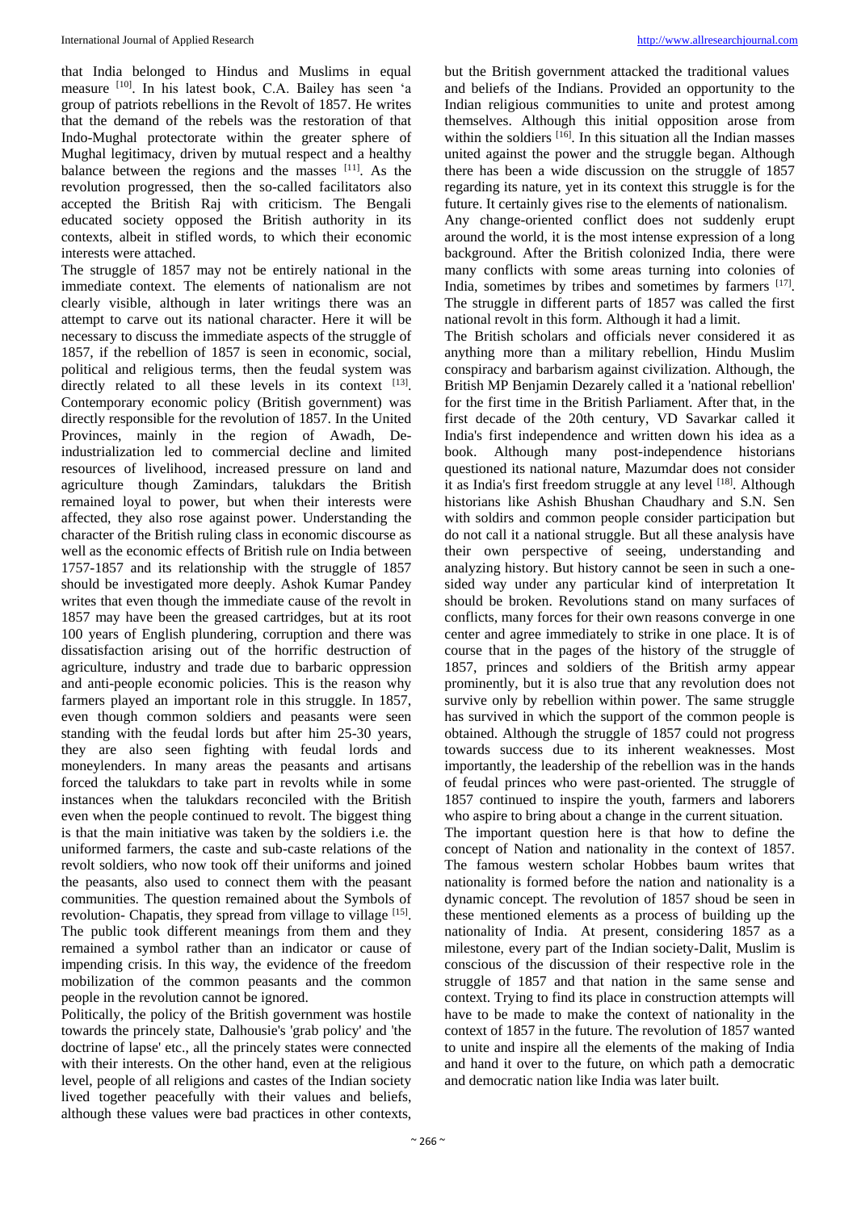that India belonged to Hindus and Muslims in equal measure [10]. In his latest book, C.A. Bailey has seen 'a group of patriots rebellions in the Revolt of 1857. He writes that the demand of the rebels was the restoration of that Indo-Mughal protectorate within the greater sphere of Mughal legitimacy, driven by mutual respect and a healthy balance between the regions and the masses [11]. As the revolution progressed, then the so-called facilitators also accepted the British Raj with criticism. The Bengali educated society opposed the British authority in its contexts, albeit in stifled words, to which their economic interests were attached.

The struggle of 1857 may not be entirely national in the immediate context. The elements of nationalism are not clearly visible, although in later writings there was an attempt to carve out its national character. Here it will be necessary to discuss the immediate aspects of the struggle of 1857, if the rebellion of 1857 is seen in economic, social, political and religious terms, then the feudal system was directly related to all these levels in its context [13]. Contemporary economic policy (British government) was directly responsible for the revolution of 1857. In the United Provinces, mainly in the region of Awadh, De-industrialization led to commercial decline and limited resources of livelihood, increased pressure on land and agriculture though Zamindars, talukdars the British remained loyal to power, but when their interests were affected, they also rose against power. Understanding the character of the British ruling class in economic discourse as well as the economic effects of British rule on India between 1757-1857 and its relationship with the struggle of 1857 should be investigated more deeply. Ashok Kumar Pandey writes that even though the immediate cause of the revolt in 1857 may have been the greased cartridges, but at its root 100 years of English plundering, corruption and there was dissatisfaction arising out of the horrific destruction of agriculture, industry and trade due to barbaric oppression and anti-people economic policies. This is the reason why farmers played an important role in this struggle. In 1857, even though common soldiers and peasants were seen standing with the feudal lords but after him 25-30 years, they are also seen fighting with feudal lords and moneylenders. In many areas the peasants and artisans forced the talukdars to take part in revolts while in some instances when the talukdars reconciled with the British even when the people continued to revolt. The biggest thing is that the main initiative was taken by the soldiers i.e. the uniformed farmers, the caste and sub-caste relations of the revolt soldiers, who now took off their uniforms and joined the peasants, also used to connect them with the peasant communities. The question remained about the Symbols of revolution- Chapatis, they spread from village to village [15]. The public took different meanings from them and they remained a symbol rather than an indicator or cause of impending crisis. In this way, the evidence of the freedom mobilization of the common peasants and the common people in the revolution cannot be ignored.

Politically, the policy of the British government was hostile towards the princely state, Dalhousie's 'grab policy' and 'the doctrine of lapse' etc., all the princely states were connected with their interests. On the other hand, even at the religious level, people of all religions and castes of the Indian society lived together peacefully with their values and beliefs, although these values were bad practices in other contexts, but the British government attacked the traditional values and beliefs of the Indians. Provided an opportunity to the Indian religious communities to unite and protest among themselves. Although this initial opposition arose from within the soldiers [16]. In this situation all the Indian masses united against the power and the struggle began. Although there has been a wide discussion on the struggle of 1857 regarding its nature, yet in its context this struggle is for the future. It certainly gives rise to the elements of nationalism.

Any change-oriented conflict does not suddenly erupt around the world, it is the most intense expression of a long background. After the British colonized India, there were many conflicts with some areas turning into colonies of India, sometimes by tribes and sometimes by farmers [17]. The struggle in different parts of 1857 was called the first national revolt in this form. Although it had a limit.

The British scholars and officials never considered it as anything more than a military rebellion, Hindu Muslim conspiracy and barbarism against civilization. Although, the British MP Benjamin Dezarely called it a 'national rebellion' for the first time in the British Parliament. After that, in the first decade of the 20th century, VD Savarkar called it India's first independence and written down his idea as a book. Although many post-independence historians questioned its national nature, Mazumdar does not consider it as India's first freedom struggle at any level [18]. Although historians like Ashish Bhushan Chaudhary and S.N. Sen with soldiers and common people consider participation but do not call it a national struggle. But all these analysis have their own perspective of seeing, understanding and analyzing history. But history cannot be seen in such a one-sided way under any particular kind of interpretation It should be broken. Revolutions stand on many surfaces of conflicts, many forces for their own reasons converge in one center and agree immediately to strike in one place. It is of course that in the pages of the history of the struggle of 1857, princes and soldiers of the British army appear prominently, but it is also true that any revolution does not survive only by rebellion within power. The same struggle has survived in which the support of the common people is obtained. Although the struggle of 1857 could not progress towards success due to its inherent weaknesses. Most importantly, the leadership of the rebellion was in the hands of feudal princes who were past-oriented. The struggle of 1857 continued to inspire the youth, farmers and laborers who aspire to bring about a change in the current situation.

The important question here is that how to define the concept of Nation and nationality in the context of 1857. The famous western scholar Hobbes baum writes that nationality is formed before the nation and nationality is a dynamic concept. The revolution of 1857 shoud be seen in these mentioned elements as a process of building up the nationality of India. At present, considering 1857 as a milestone, every part of the Indian society-Dalit, Muslim is conscious of the discussion of their respective role in the struggle of 1857 and that nation in the same sense and context. Trying to find its place in construction attempts will have to be made to make the context of nationality in the context of 1857 in the future. The revolution of 1857 wanted to unite and inspire all the elements of the making of India and hand it over to the future, on which path a democratic and democratic nation like India was later built.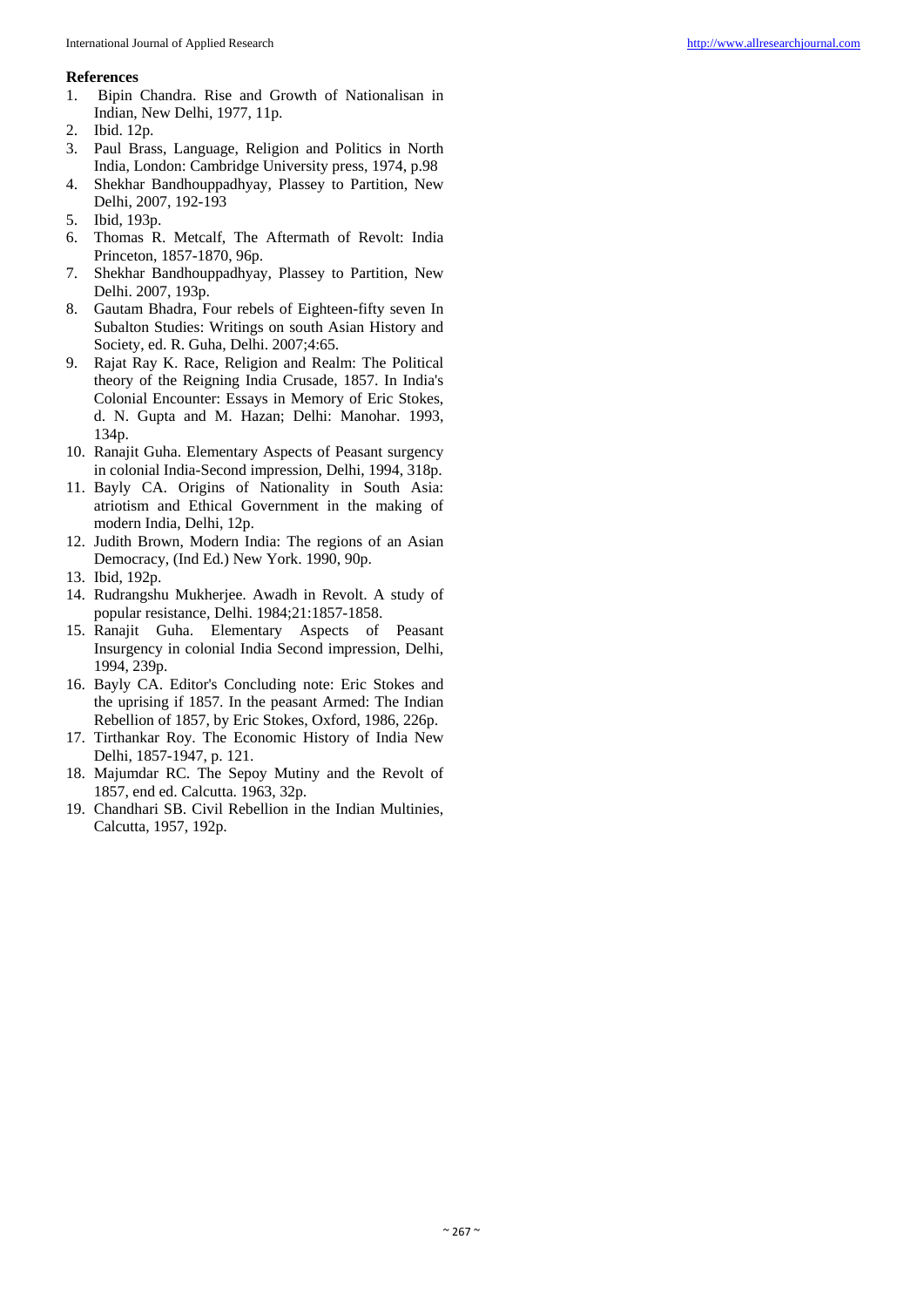**References**

1. Bipin Chandra. Rise and Growth of Nationalisan in Indian, New Delhi, 1977, 11p.
2. Ibid. 12p.
3. Paul Brass, Language, Religion and Politics in North India, London: Cambridge University press, 1974, p.98
4. Shekhar Bandhouppadhyay, Plassey to Partition, New Delhi, 2007, 192-193
5. Ibid, 193p.
6. Thomas R. Metcalf, The Aftermath of Revolt: India Princeton, 1857-1870, 96p.
7. Shekhar Bandhouppadhyay, Plassey to Partition, New Delhi. 2007, 193p.
8. Gautam Bhadra, Four rebels of Eighteen-fifty seven In Subalton Studies: Writings on south Asian History and Society, ed. R. Guha, Delhi. 2007;4:65.
9. Rajat Ray K. Race, Religion and Realm: The Political theory of the Reigning India Crusade, 1857. In India's Colonial Encounter: Essays in Memory of Eric Stokes, d. N. Gupta and M. Hazan; Delhi: Manohar. 1993, 134p.
10. Ranajit Guha. Elementary Aspects of Peasant surgency in colonial India-Second impression, Delhi, 1994, 318p.
11. Bayly CA. Origins of Nationality in South Asia: atriotism and Ethical Government in the making of modern India, Delhi, 12p.
12. Judith Brown, Modern India: The regions of an Asian Democracy, (Ind Ed.) New York. 1990, 90p.
13. Ibid, 192p.
14. Rudrangshu Mukherjee. Awadh in Revolt. A study of popular resistance, Delhi. 1984;21:1857-1858.
15. Ranajit Guha. Elementary Aspects of Peasant Insurgency in colonial India Second impression, Delhi, 1994, 239p.
16. Bayly CA. Editor's Concluding note: Eric Stokes and the uprising if 1857. In the peasant Armed: The Indian Rebellion of 1857, by Eric Stokes, Oxford, 1986, 226p.
17. Tirthankar Roy. The Economic History of India New Delhi, 1857-1947, p. 121.
18. Majumdar RC. The Sepoy Mutiny and the Revolt of 1857, end ed. Calcutta. 1963, 32p.
19. Chandhari SB. Civil Rebellion in the Indian Multinies, Calcutta, 1957, 192p.